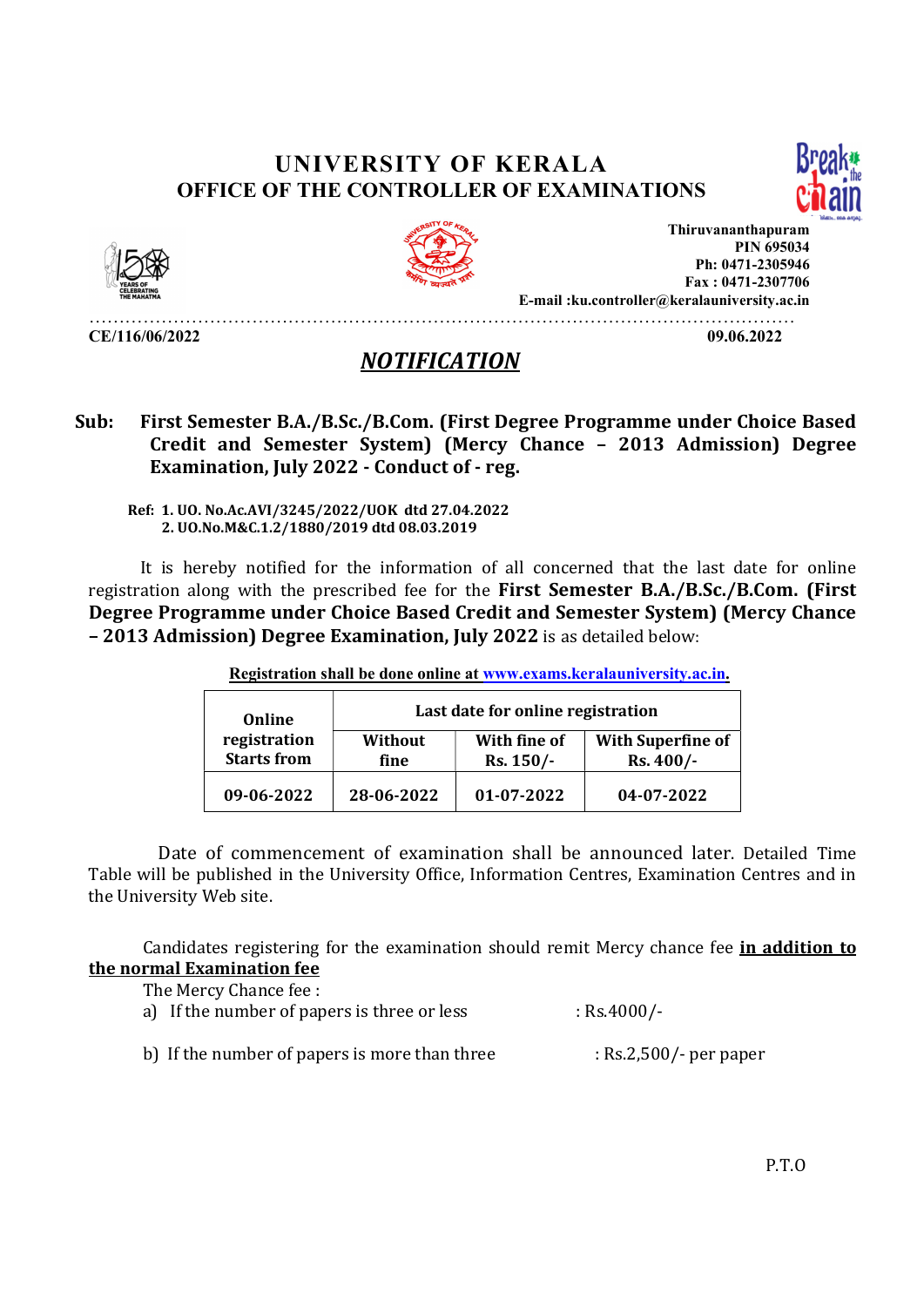# UNIVERSITY OF KERALA
## OFFICE OF THE CONTROLLER OF EXAMINATIONS

Thiruvananthapuram
PIN 695034
Ph: 0471-2305946
Fax : 0471-2307706
E-mail :ku.controller@keralauniversity.ac.in

**CE/116/06/2022** **09.06.2022**

## *NOTIFICATION*

**Sub: First Semester B.A./B.Sc./B.Com. (First Degree Programme under Choice Based Credit and Semester System) (Mercy Chance – 2013 Admission) Degree Examination, July 2022 - Conduct of - reg.**

**Ref: 1. UO. No.Ac.AVI/3245/2022/UOK dtd 27.04.2022**
**2. UO.No.M&C.1.2/1880/2019 dtd 08.03.2019**

It is hereby notified for the information of all concerned that the last date for online registration along with the prescribed fee for the **First Semester B.A./B.Sc./B.Com. (First Degree Programme under Choice Based Credit and Semester System) (Mercy Chance – 2013 Admission) Degree Examination, July 2022** is as detailed below:

**Registration shall be done online at www.exams.keralauniversity.ac.in.**

| Online registration Starts from | Last date for online registration | | |
|---|---|---|---|
| | Without fine | With fine of Rs. 150/- | With Superfine of Rs. 400/- |
| 09-06-2022 | 28-06-2022 | 01-07-2022 | 04-07-2022 |

Date of commencement of examination shall be announced later. Detailed Time Table will be published in the University Office, Information Centres, Examination Centres and in the University Web site.

Candidates registering for the examination should remit Mercy chance fee **in addition to the normal Examination fee**

The Mercy Chance fee :

a) If the number of papers is three or less : Rs.4000/-

b) If the number of papers is more than three : Rs.2,500/- per paper

P.T.O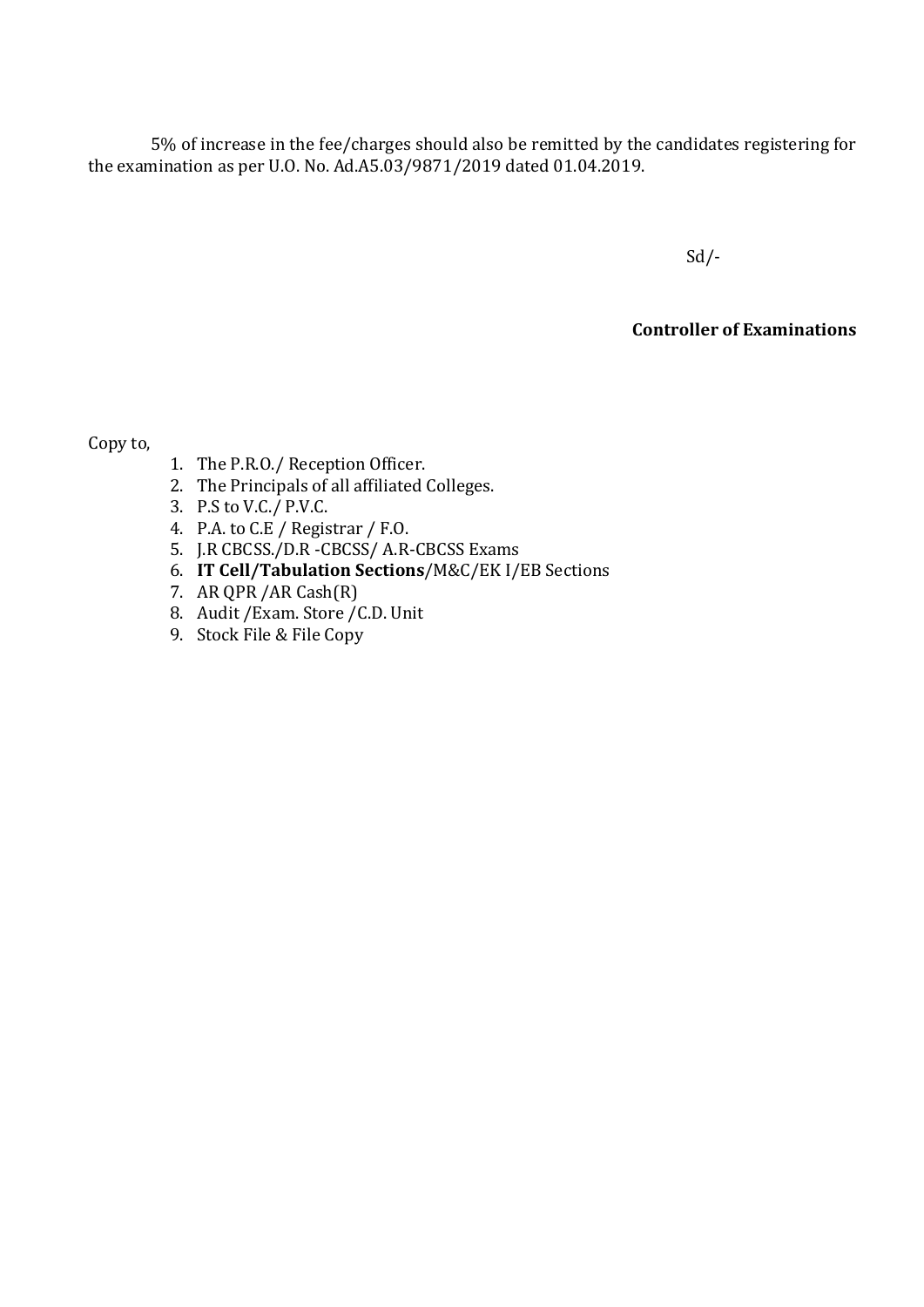5% of increase in the fee/charges should also be remitted by the candidates registering for the examination as per U.O. No. Ad.A5.03/9871/2019 dated 01.04.2019.

Sd/-

**Controller of Examinations**

Copy to,

1. The P.R.O./ Reception Officer.
2. The Principals of all affiliated Colleges.
3. P.S to V.C./ P.V.C.
4. P.A. to C.E / Registrar / F.O.
5. J.R CBCSS./D.R -CBCSS/ A.R-CBCSS Exams
6. **IT Cell/Tabulation Sections**/M&C/EK I/EB Sections
7. AR QPR /AR Cash(R)
8. Audit /Exam. Store /C.D. Unit
9. Stock File & File Copy